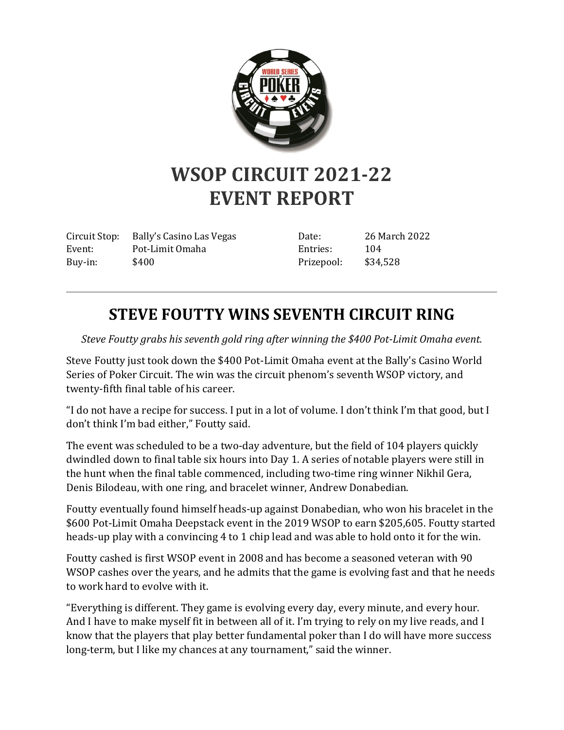# WSOP CIRCUIT 2021-22
# EVENT REPORT

| | | | |
|---|---|---|---|
| Circuit Stop: | Bally's Casino Las Vegas | Date: | 26 March 2022 |
| Event: | Pot-Limit Omaha | Entries: | 104 |
| Buy-in: | $400 | Prizepool: | $34,528 |

---

## STEVE FOUTTY WINS SEVENTH CIRCUIT RING

*Steve Foutty grabs his seventh gold ring after winning the $400 Pot-Limit Omaha event.*

Steve Foutty just took down the $400 Pot-Limit Omaha event at the Bally's Casino World Series of Poker Circuit. The win was the circuit phenom's seventh WSOP victory, and twenty-fifth final table of his career.

"I do not have a recipe for success. I put in a lot of volume. I don't think I'm that good, but I don't think I'm bad either," Foutty said.

The event was scheduled to be a two-day adventure, but the field of 104 players quickly dwindled down to final table six hours into Day 1. A series of notable players were still in the hunt when the final table commenced, including two-time ring winner Nikhil Gera, Denis Bilodeau, with one ring, and bracelet winner, Andrew Donabedian.

Foutty eventually found himself heads-up against Donabedian, who won his bracelet in the $600 Pot-Limit Omaha Deepstack event in the 2019 WSOP to earn $205,605. Foutty started heads-up play with a convincing 4 to 1 chip lead and was able to hold onto it for the win.

Foutty cashed is first WSOP event in 2008 and has become a seasoned veteran with 90 WSOP cashes over the years, and he admits that the game is evolving fast and that he needs to work hard to evolve with it.

"Everything is different. They game is evolving every day, every minute, and every hour. And I have to make myself fit in between all of it. I'm trying to rely on my live reads, and I know that the players that play better fundamental poker than I do will have more success long-term, but I like my chances at any tournament," said the winner.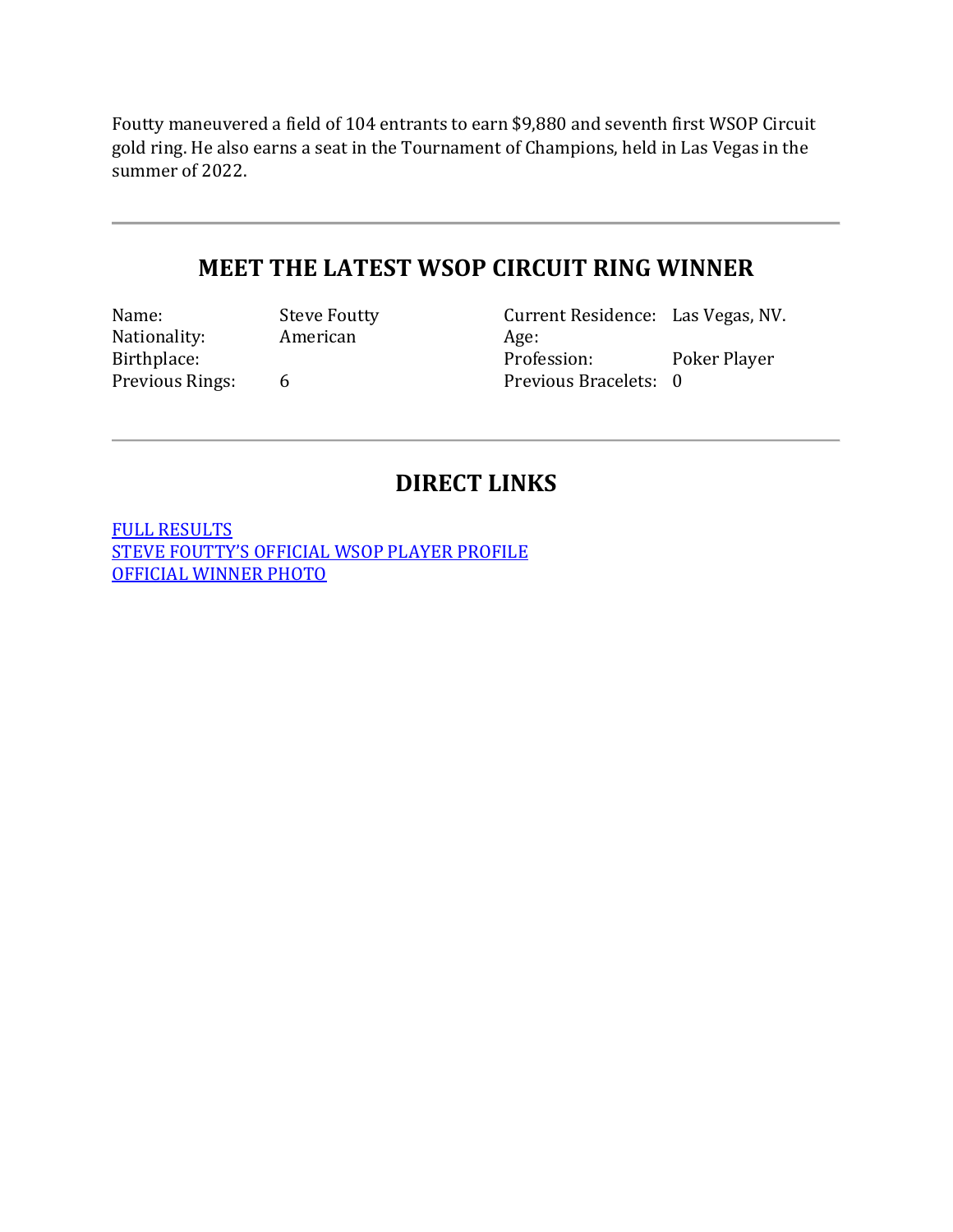Foutty maneuvered a field of 104 entrants to earn $9,880 and seventh first WSOP Circuit gold ring. He also earns a seat in the Tournament of Champions, held in Las Vegas in the summer of 2022.

---

## MEET THE LATEST WSOP CIRCUIT RING WINNER

| | | | |
|---|---|---|---|
| Name: | Steve Foutty | Current Residence: | Las Vegas, NV. |
| Nationality: | American | Age: | |
| Birthplace: | | Profession: | Poker Player |
| Previous Rings: | 6 | Previous Bracelets: | 0 |

---

## DIRECT LINKS

FULL RESULTS
STEVE FOUTTY'S OFFICIAL WSOP PLAYER PROFILE
OFFICIAL WINNER PHOTO